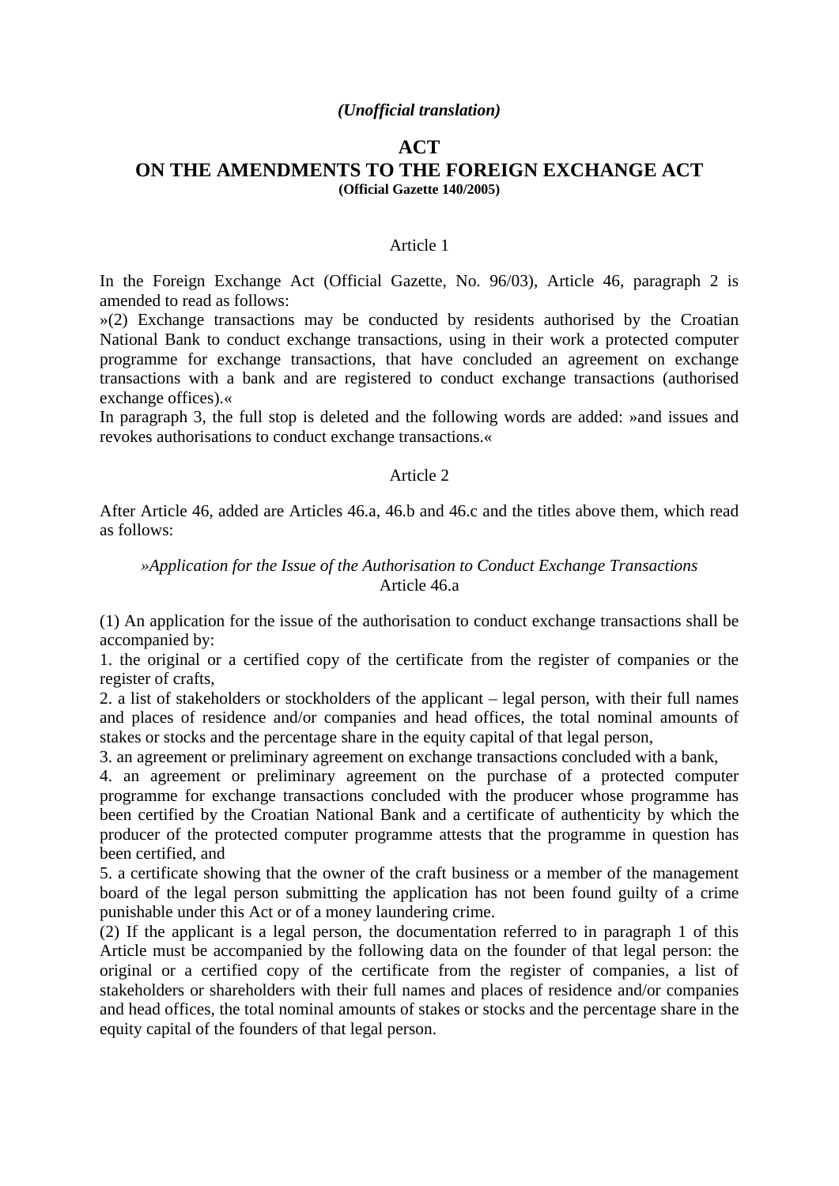*(Unofficial translation)*

# ACT
# ON THE AMENDMENTS TO THE FOREIGN EXCHANGE ACT

**(Official Gazette 140/2005)**

Article 1

In the Foreign Exchange Act (Official Gazette, No. 96/03), Article 46, paragraph 2 is amended to read as follows:

»(2) Exchange transactions may be conducted by residents authorised by the Croatian National Bank to conduct exchange transactions, using in their work a protected computer programme for exchange transactions, that have concluded an agreement on exchange transactions with a bank and are registered to conduct exchange transactions (authorised exchange offices).«

In paragraph 3, the full stop is deleted and the following words are added: »and issues and revokes authorisations to conduct exchange transactions.«

Article 2

After Article 46, added are Articles 46.a, 46.b and 46.c and the titles above them, which read as follows:

*»Application for the Issue of the Authorisation to Conduct Exchange Transactions*

Article 46.a

(1) An application for the issue of the authorisation to conduct exchange transactions shall be accompanied by:

1. the original or a certified copy of the certificate from the register of companies or the register of crafts,
2. a list of stakeholders or stockholders of the applicant – legal person, with their full names and places of residence and/or companies and head offices, the total nominal amounts of stakes or stocks and the percentage share in the equity capital of that legal person,
3. an agreement or preliminary agreement on exchange transactions concluded with a bank,
4. an agreement or preliminary agreement on the purchase of a protected computer programme for exchange transactions concluded with the producer whose programme has been certified by the Croatian National Bank and a certificate of authenticity by which the producer of the protected computer programme attests that the programme in question has been certified, and
5. a certificate showing that the owner of the craft business or a member of the management board of the legal person submitting the application has not been found guilty of a crime punishable under this Act or of a money laundering crime.

(2) If the applicant is a legal person, the documentation referred to in paragraph 1 of this Article must be accompanied by the following data on the founder of that legal person: the original or a certified copy of the certificate from the register of companies, a list of stakeholders or shareholders with their full names and places of residence and/or companies and head offices, the total nominal amounts of stakes or stocks and the percentage share in the equity capital of the founders of that legal person.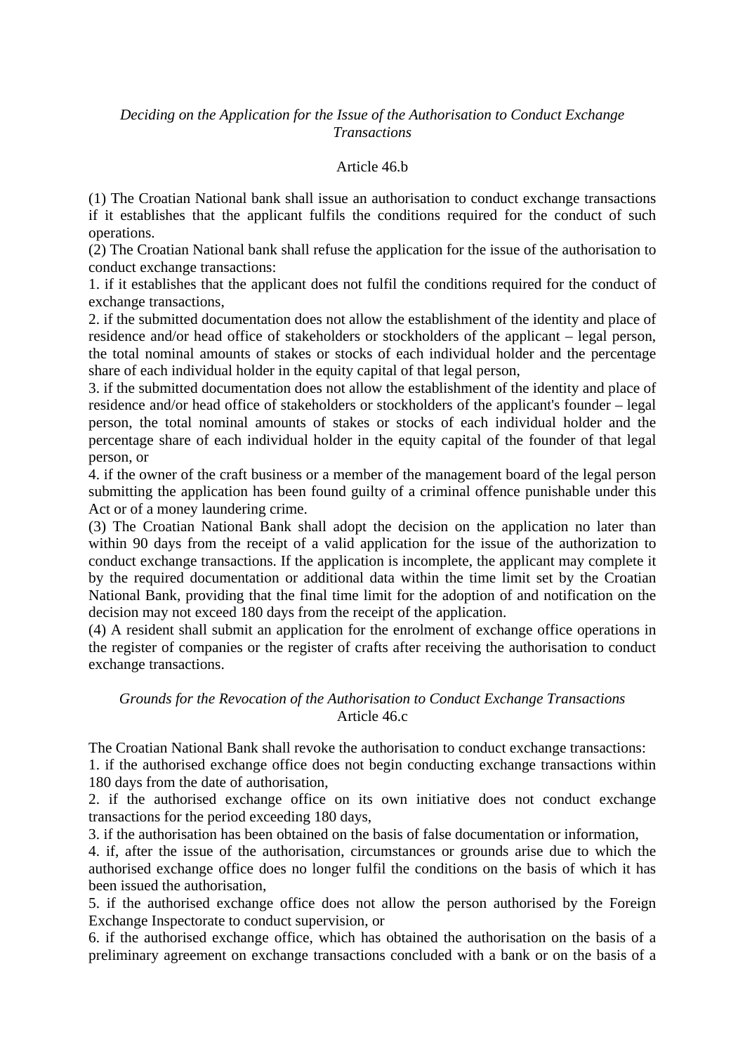*Deciding on the Application for the Issue of the Authorisation to Conduct Exchange Transactions*

Article 46.b

(1) The Croatian National bank shall issue an authorisation to conduct exchange transactions if it establishes that the applicant fulfils the conditions required for the conduct of such operations.
(2) The Croatian National bank shall refuse the application for the issue of the authorisation to conduct exchange transactions:
1. if it establishes that the applicant does not fulfil the conditions required for the conduct of exchange transactions,
2. if the submitted documentation does not allow the establishment of the identity and place of residence and/or head office of stakeholders or stockholders of the applicant – legal person, the total nominal amounts of stakes or stocks of each individual holder and the percentage share of each individual holder in the equity capital of that legal person,
3. if the submitted documentation does not allow the establishment of the identity and place of residence and/or head office of stakeholders or stockholders of the applicant's founder – legal person, the total nominal amounts of stakes or stocks of each individual holder and the percentage share of each individual holder in the equity capital of the founder of that legal person, or
4. if the owner of the craft business or a member of the management board of the legal person submitting the application has been found guilty of a criminal offence punishable under this Act or of a money laundering crime.
(3) The Croatian National Bank shall adopt the decision on the application no later than within 90 days from the receipt of a valid application for the issue of the authorization to conduct exchange transactions. If the application is incomplete, the applicant may complete it by the required documentation or additional data within the time limit set by the Croatian National Bank, providing that the final time limit for the adoption of and notification on the decision may not exceed 180 days from the receipt of the application.
(4) A resident shall submit an application for the enrolment of exchange office operations in the register of companies or the register of crafts after receiving the authorisation to conduct exchange transactions.

*Grounds for the Revocation of the Authorisation to Conduct Exchange Transactions*

Article 46.c

The Croatian National Bank shall revoke the authorisation to conduct exchange transactions:
1. if the authorised exchange office does not begin conducting exchange transactions within 180 days from the date of authorisation,
2. if the authorised exchange office on its own initiative does not conduct exchange transactions for the period exceeding 180 days,
3. if the authorisation has been obtained on the basis of false documentation or information,
4. if, after the issue of the authorisation, circumstances or grounds arise due to which the authorised exchange office does no longer fulfil the conditions on the basis of which it has been issued the authorisation,
5. if the authorised exchange office does not allow the person authorised by the Foreign Exchange Inspectorate to conduct supervision, or
6. if the authorised exchange office, which has obtained the authorisation on the basis of a preliminary agreement on exchange transactions concluded with a bank or on the basis of a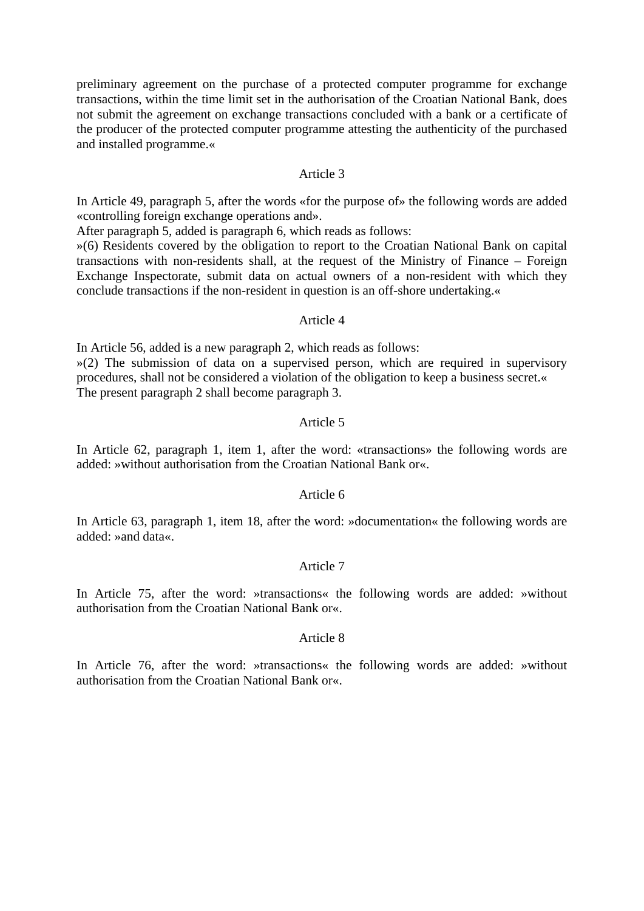preliminary agreement on the purchase of a protected computer programme for exchange transactions, within the time limit set in the authorisation of the Croatian National Bank, does not submit the agreement on exchange transactions concluded with a bank or a certificate of the producer of the protected computer programme attesting the authenticity of the purchased and installed programme.«

Article 3

In Article 49, paragraph 5, after the words «for the purpose of» the following words are added «controlling foreign exchange operations and».
After paragraph 5, added is paragraph 6, which reads as follows:
»(6) Residents covered by the obligation to report to the Croatian National Bank on capital transactions with non-residents shall, at the request of the Ministry of Finance – Foreign Exchange Inspectorate, submit data on actual owners of a non-resident with which they conclude transactions if the non-resident in question is an off-shore undertaking.«

Article 4

In Article 56, added is a new paragraph 2, which reads as follows:
»(2) The submission of data on a supervised person, which are required in supervisory procedures, shall not be considered a violation of the obligation to keep a business secret.«
The present paragraph 2 shall become paragraph 3.

Article 5

In Article 62, paragraph 1, item 1, after the word: «transactions» the following words are added: »without authorisation from the Croatian National Bank or«.

Article 6

In Article 63, paragraph 1, item 18, after the word: »documentation« the following words are added: »and data«.

Article 7

In Article 75, after the word: »transactions« the following words are added: »without authorisation from the Croatian National Bank or«.

Article 8

In Article 76, after the word: »transactions« the following words are added: »without authorisation from the Croatian National Bank or«.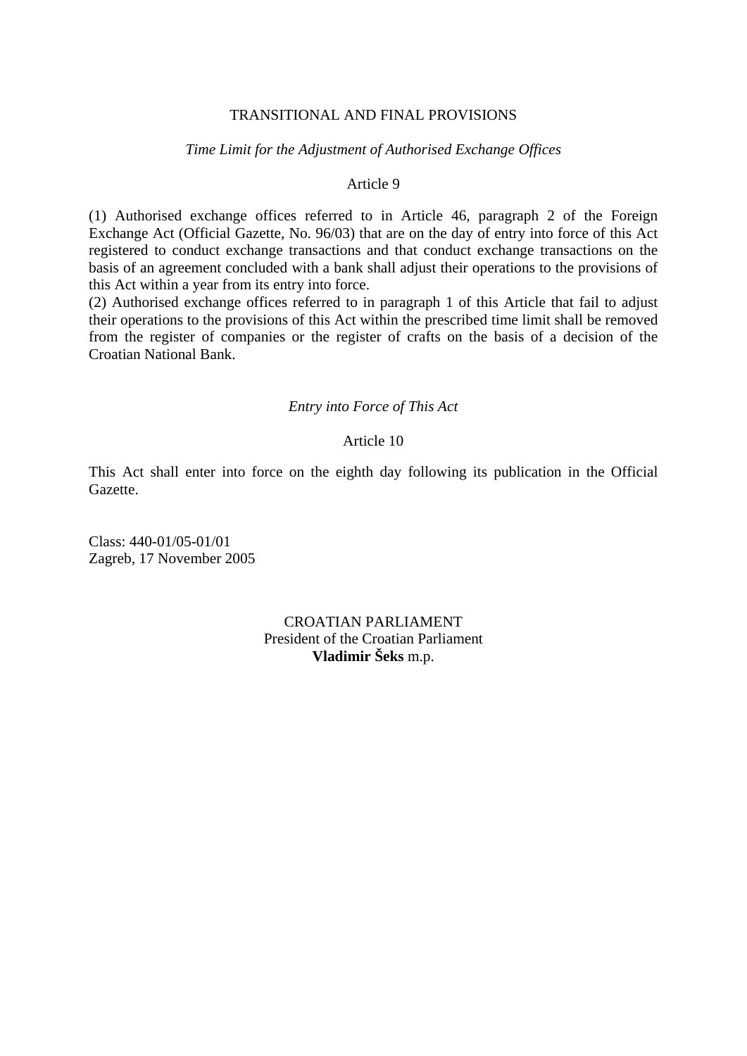## TRANSITIONAL AND FINAL PROVISIONS

*Time Limit for the Adjustment of Authorised Exchange Offices*

Article 9

(1) Authorised exchange offices referred to in Article 46, paragraph 2 of the Foreign Exchange Act (Official Gazette, No. 96/03) that are on the day of entry into force of this Act registered to conduct exchange transactions and that conduct exchange transactions on the basis of an agreement concluded with a bank shall adjust their operations to the provisions of this Act within a year from its entry into force.
(2) Authorised exchange offices referred to in paragraph 1 of this Article that fail to adjust their operations to the provisions of this Act within the prescribed time limit shall be removed from the register of companies or the register of crafts on the basis of a decision of the Croatian National Bank.

*Entry into Force of This Act*

Article 10

This Act shall enter into force on the eighth day following its publication in the Official Gazette.

Class: 440-01/05-01/01
Zagreb, 17 November 2005

CROATIAN PARLIAMENT
President of the Croatian Parliament
**Vladimir Šeks** m.p.